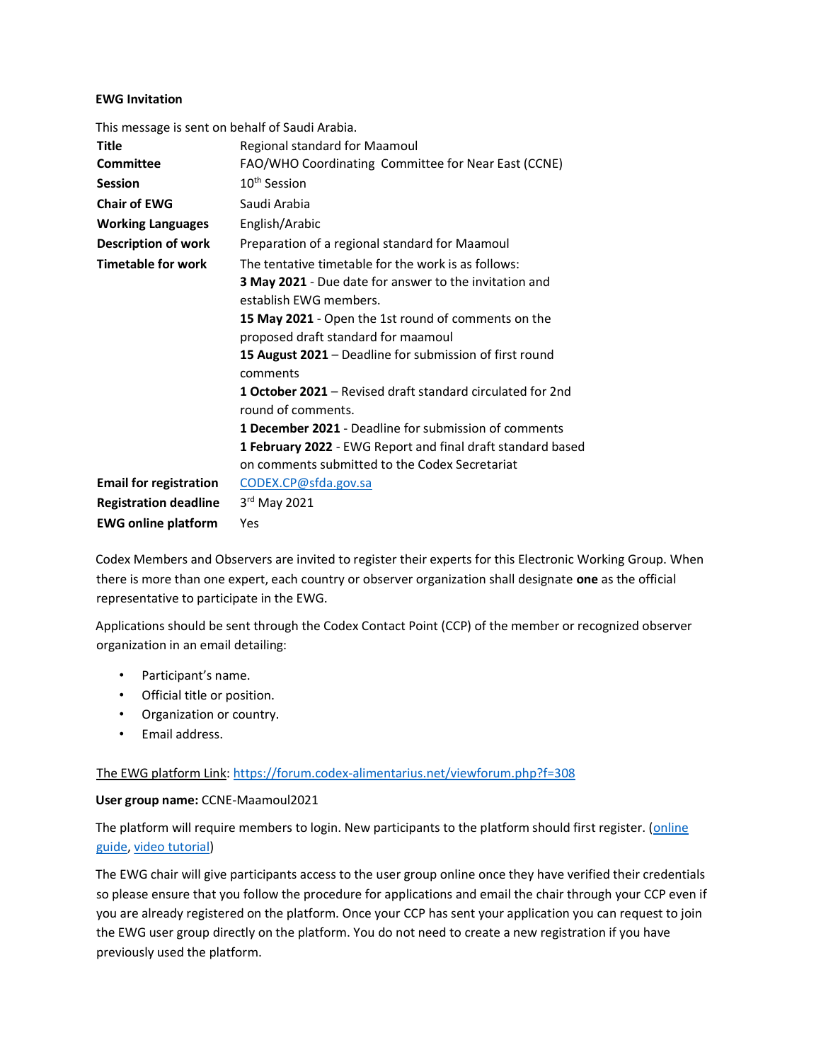**EWG Invitation**

This message is sent on behalf of Saudi Arabia.

| | |
|---|---|
| **Title** | Regional standard for Maamoul |
| **Committee** | FAO/WHO Coordinating Committee for Near East (CCNE) |
| **Session** | 10th Session |
| **Chair of EWG** | Saudi Arabia |
| **Working Languages** | English/Arabic |
| **Description of work** | Preparation of a regional standard for Maamoul |
| **Timetable for work** | The tentative timetable for the work is as follows:<br>**3 May 2021** - Due date for answer to the invitation and establish EWG members.<br>**15 May 2021** - Open the 1st round of comments on the proposed draft standard for maamoul<br>**15 August 2021** – Deadline for submission of first round comments<br>**1 October 2021** – Revised draft standard circulated for 2nd round of comments.<br>**1 December 2021** - Deadline for submission of comments<br>**1 February 2022** - EWG Report and final draft standard based on comments submitted to the Codex Secretariat |
| **Email for registration** | CODEX.CP@sfda.gov.sa |
| **Registration deadline** | 3rd May 2021 |
| **EWG online platform** | Yes |

Codex Members and Observers are invited to register their experts for this Electronic Working Group. When there is more than one expert, each country or observer organization shall designate **one** as the official representative to participate in the EWG.

Applications should be sent through the Codex Contact Point (CCP) of the member or recognized observer organization in an email detailing:

- Participant's name.
- Official title or position.
- Organization or country.
- Email address.

The EWG platform Link: https://forum.codex-alimentarius.net/viewforum.php?f=308

**User group name:** CCNE-Maamoul2021

The platform will require members to login. New participants to the platform should first register. (online guide, video tutorial)

The EWG chair will give participants access to the user group online once they have verified their credentials so please ensure that you follow the procedure for applications and email the chair through your CCP even if you are already registered on the platform. Once your CCP has sent your application you can request to join the EWG user group directly on the platform. You do not need to create a new registration if you have previously used the platform.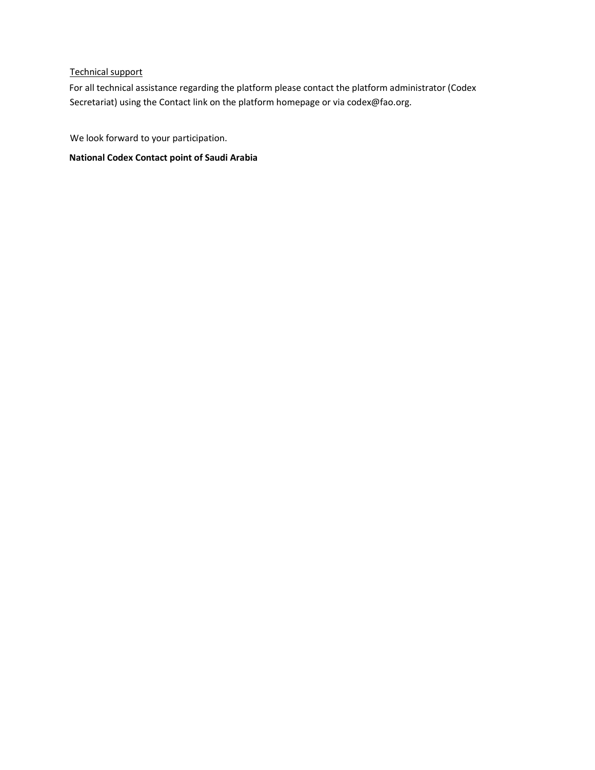<u>Technical support</u>

For all technical assistance regarding the platform please contact the platform administrator (Codex Secretariat) using the Contact link on the platform homepage or via codex@fao.org.

We look forward to your participation.

**National Codex Contact point of Saudi Arabia**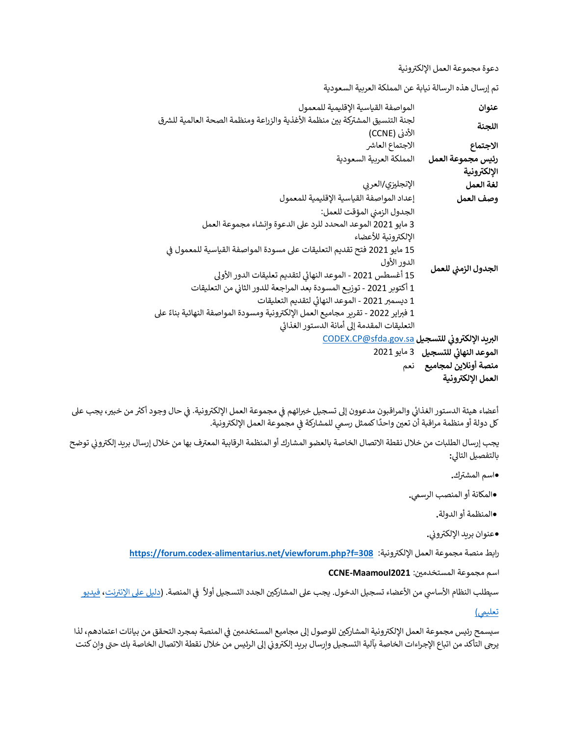دعوة مجموعة العمل الإلكترونية

تم إرسال هذه الرسالة نيابة عن المملكة العربية السعودية

| | |
|---|---|
| **عنوان** | المواصفة القياسية الإقليمية للمعمول |
| **اللجنة** | لجنة التنسيق المشتركة بين منظمة الأغذية والزراعة ومنظمة الصحة العالمية للشرق الأدنى (CCNE) |
| **الاجتماع** | الاجتماع العاشر |
| **رئيس مجموعة العمل الإلكترونية** | المملكة العربية السعودية |
| **لغة العمل** | الإنجليزي/العربي |
| **وصف العمل** | إعداد المواصفة القياسية الإقليمية للمعمول |
| **الجدول الزمني للعمل** | الجدول الزمني المؤقت للعمل:<br>3 مايو 2021 الموعد المحدد للرد على الدعوة وإنشاء مجموعة العمل الإلكترونية للأعضاء<br>15 مايو 2021 فتح تقديم التعليقات على مسودة المواصفة القياسية للمعمول في الدور الأول<br>15 أغسطس 2021 - الموعد النهائي لتقديم تعليقات الدور الأولى<br>1 أكتوبر 2021 - توزيع المسودة بعد المراجعة للدور الثاني من التعليقات<br>1 ديسمبر 2021 - الموعد النهائي لتقديم التعليقات<br>1 فبراير 2022 - تقرير مجاميع العمل الإلكترونية ومسودة المواصفة النهائية بناءً على التعليقات المقدمة إلى أمانة الدستور الغذائي |
| **البريد الإلكتروني للتسجيل** | CODEX.CP@sfda.gov.sa |
| **الموعد النهائي للتسجيل** | 3 مايو 2021 |
| **منصة أونلاين لمجاميع العمل الإلكترونية** | نعم |

أعضاء هيئة الدستور الغذائي والمراقبون مدعوون إلى تسجيل خبرائهم في مجموعة العمل الإلكترونية. في حال وجود أكثر من خبير، يجب على كل دولة أو منظمة مراقبة أن تعين واحدًا كممثل رسمي للمشاركة في مجموعة العمل الإلكترونية.

يجب إرسال الطلبات من خلال نقطة الاتصال الخاصة بالعضو المشارك أو المنظمة الرقابية المعترف بها من خلال إرسال بريد إلكتروني توضح بالتفصيل التالي:

- اسم المشترك.
- المكانة أو المنصب الرسمي.
- المنظمة أو الدولة.
- عنوان بريد الإلكتروني.

رابط منصة مجموعة العمل الإلكترونية: **https://forum.codex-alimentarius.net/viewforum.php?f=308**

اسم مجموعة المستخدمين: **CCNE-Maamoul2021**

سيطلب النظام الأساسي من الأعضاء تسجيل الدخول. يجب على المشاركين الجدد التسجيل أولاً في المنصة. (دليل على الإنترنت، فيديو تعليمي)

سيسمح رئيس مجموعة العمل الإلكترونية المشاركين للوصول إلى مجاميع المستخدمين في المنصة بمجرد التحقق من بيانات اعتمادهم، لذا يرجى التأكد من اتباع الإجراءات الخاصة بآلية التسجيل وإرسال بريد إلكتروني إلى الرئيس من خلال نقطة الاتصال الخاصة بك حتى وإن كنت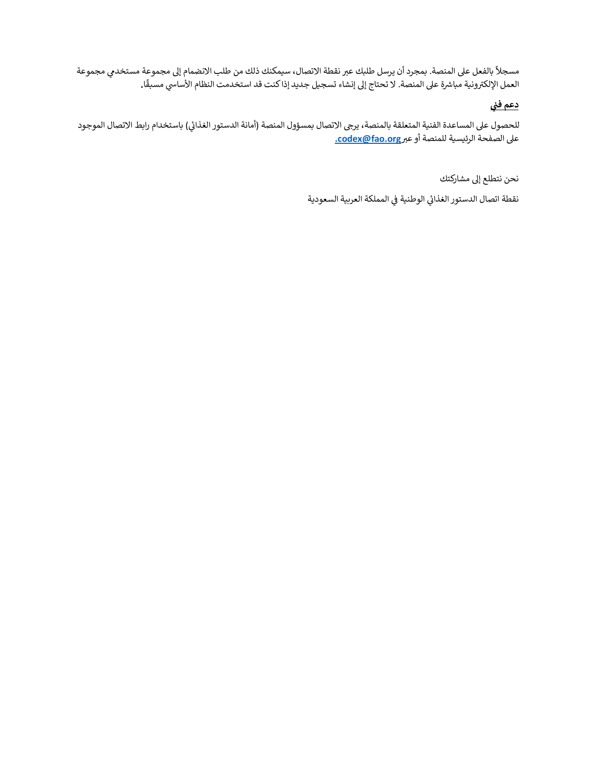مسجلاً بالفعل على المنصة. بمجرد أن يرسل طلبك عبر نقطة الاتصال، سيمكنك ذلك من طلب الانضمام إلى مجموعة مستخدمي مجموعة العمل الإلكترونية مباشرة على المنصة. لا تحتاج إلى إنشاء تسجيل جديد إذا كنت قد استخدمت النظام الأساسي مسبقًا.

**دعم فني**

للحصول على المساعدة الفنية المتعلقة بالمنصة، يرجى الاتصال بمسؤول المنصة (أمانة الدستور الغذائي) باستخدام رابط الاتصال الموجود على الصفحة الرئيسية للمنصة أو عبر **codex@fao.org.**

نحن نتطلع إلى مشاركتك

نقطة اتصال الدستور الغذائي الوطنية في المملكة العربية السعودية